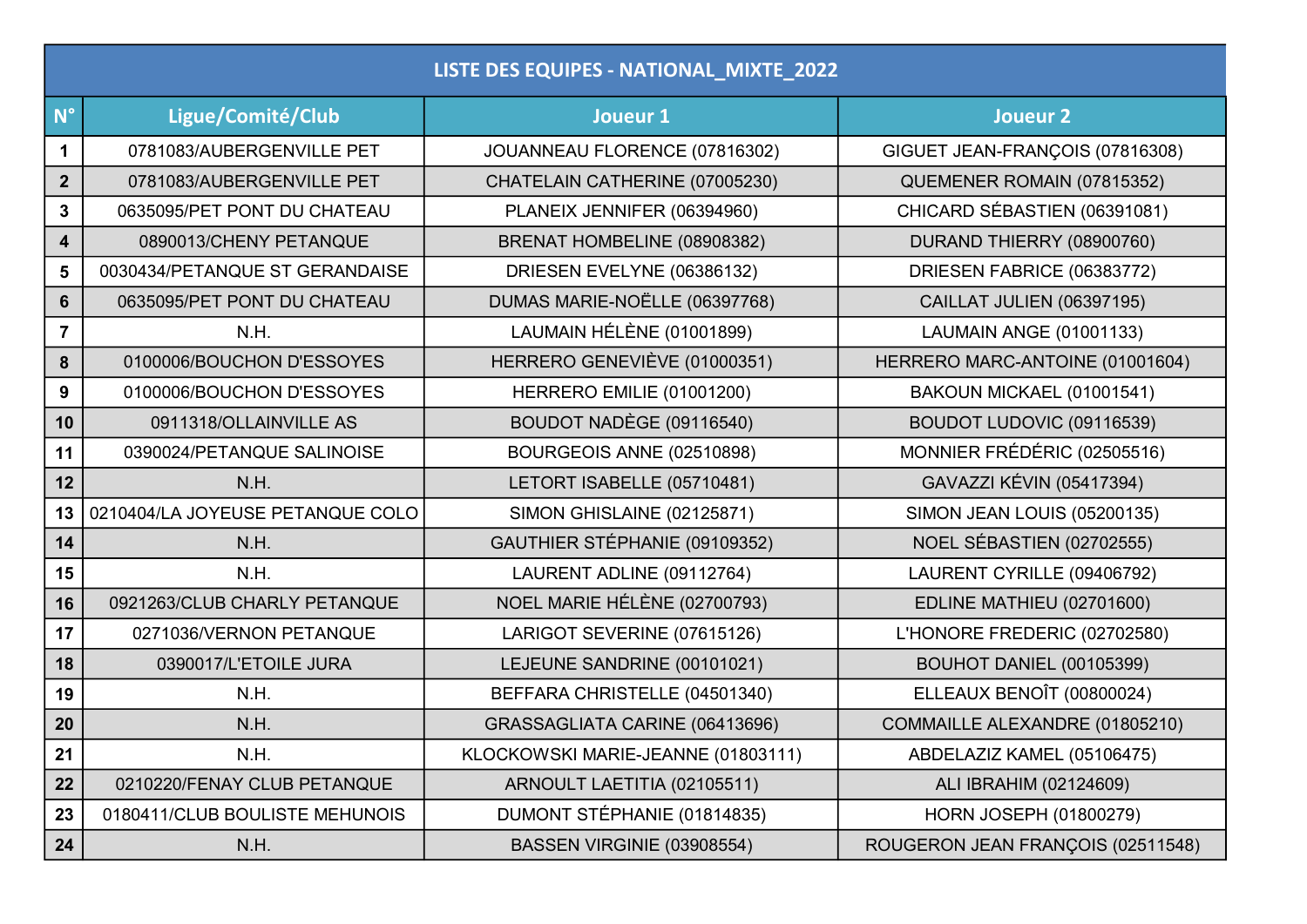| LISTE DES EQUIPES - NATIONAL_MIXTE_2022 | | | |
|---|---|---|---|
| N° | Ligue/Comité/Club | Joueur 1 | Joueur 2 |
| 1 | 0781083/AUBERGENVILLE PET | JOUANNEAU FLORENCE (07816302) | GIGUET JEAN-FRANÇOIS (07816308) |
| 2 | 0781083/AUBERGENVILLE PET | CHATELAIN CATHERINE (07005230) | QUEMENER ROMAIN (07815352) |
| 3 | 0635095/PET PONT DU CHATEAU | PLANEIX JENNIFER (06394960) | CHICARD SÉBASTIEN (06391081) |
| 4 | 0890013/CHENY PETANQUE | BRENAT HOMBELINE (08908382) | DURAND THIERRY (08900760) |
| 5 | 0030434/PETANQUE ST GERANDAISE | DRIESEN EVELYNE (06386132) | DRIESEN FABRICE (06383772) |
| 6 | 0635095/PET PONT DU CHATEAU | DUMAS MARIE-NOËLLE (06397768) | CAILLAT JULIEN (06397195) |
| 7 | N.H. | LAUMAIN HÉLÈNE (01001899) | LAUMAIN ANGE (01001133) |
| 8 | 0100006/BOUCHON D'ESSOYES | HERRERO GENEVIÈVE (01000351) | HERRERO MARC-ANTOINE (01001604) |
| 9 | 0100006/BOUCHON D'ESSOYES | HERRERO EMILIE (01001200) | BAKOUN MICKAEL (01001541) |
| 10 | 0911318/OLLAINVILLE AS | BOUDOT NADÈGE (09116540) | BOUDOT LUDOVIC (09116539) |
| 11 | 0390024/PETANQUE SALINOISE | BOURGEOIS ANNE (02510898) | MONNIER FRÉDÉRIC (02505516) |
| 12 | N.H. | LETORT ISABELLE (05710481) | GAVAZZI KÉVIN (05417394) |
| 13 | 0210404/LA JOYEUSE PETANQUE COLO | SIMON GHISLAINE (02125871) | SIMON JEAN LOUIS (05200135) |
| 14 | N.H. | GAUTHIER STÉPHANIE (09109352) | NOEL SÉBASTIEN (02702555) |
| 15 | N.H. | LAURENT ADLINE (09112764) | LAURENT CYRILLE (09406792) |
| 16 | 0921263/CLUB CHARLY PETANQUE | NOEL MARIE HÉLÈNE (02700793) | EDLINE MATHIEU (02701600) |
| 17 | 0271036/VERNON PETANQUE | LARIGOT SEVERINE (07615126) | L'HONORE FREDERIC (02702580) |
| 18 | 0390017/L'ETOILE JURA | LEJEUNE SANDRINE (00101021) | BOUHOT DANIEL (00105399) |
| 19 | N.H. | BEFFARA CHRISTELLE (04501340) | ELLEAUX BENOÎT (00800024) |
| 20 | N.H. | GRASSAGLIATA CARINE (06413696) | COMMAILLE ALEXANDRE (01805210) |
| 21 | N.H. | KLOCKOWSKI MARIE-JEANNE (01803111) | ABDELAZIZ KAMEL (05106475) |
| 22 | 0210220/FENAY CLUB PETANQUE | ARNOULT LAETITIA (02105511) | ALI IBRAHIM (02124609) |
| 23 | 0180411/CLUB BOULISTE MEHUNOIS | DUMONT STÉPHANIE (01814835) | HORN JOSEPH (01800279) |
| 24 | N.H. | BASSEN VIRGINIE (03908554) | ROUGERON JEAN FRANÇOIS (02511548) |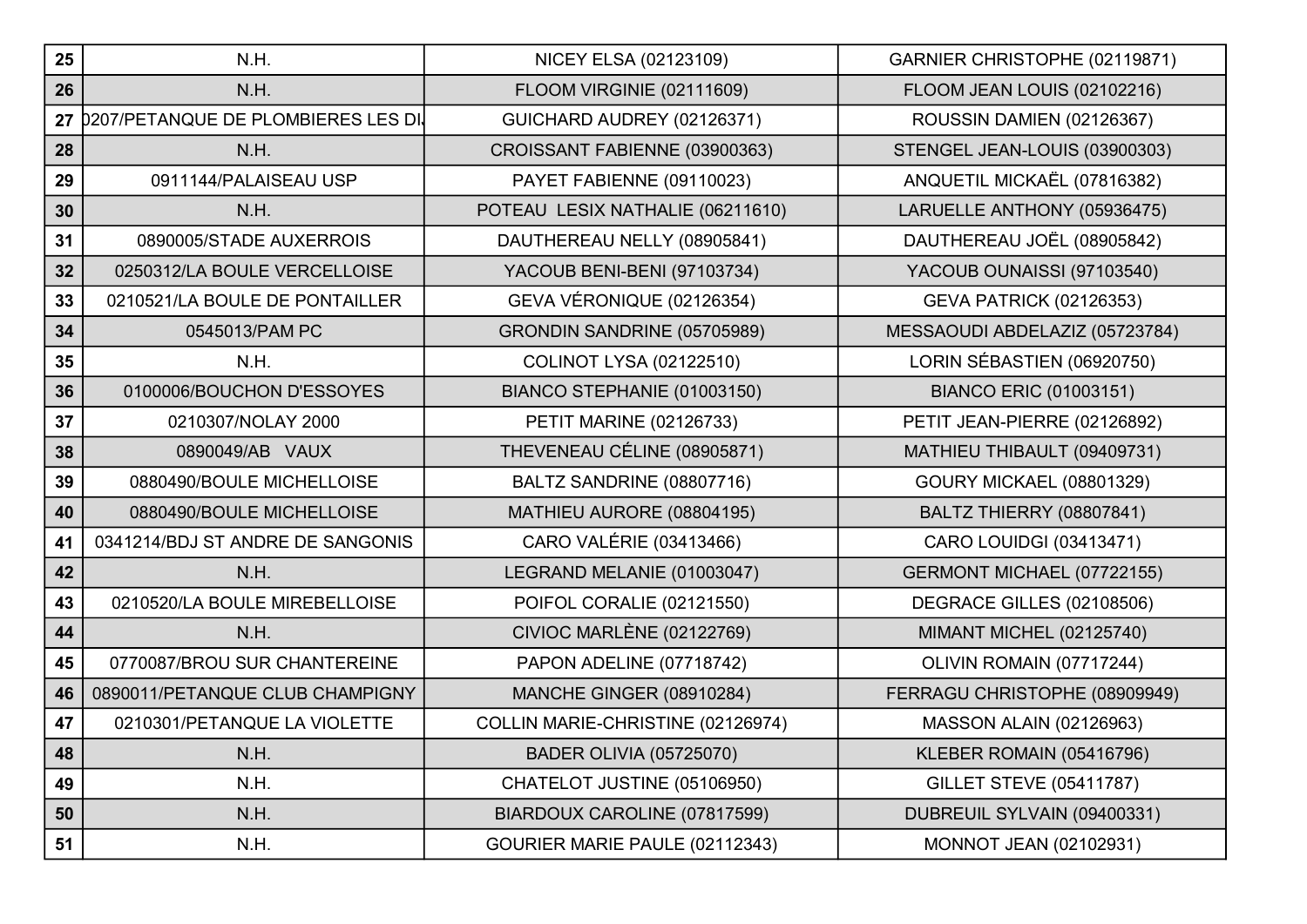| | | | |
|---|---|---|---|
| 25 | N.H. | NICEY ELSA (02123109) | GARNIER CHRISTOPHE (02119871) |
| 26 | N.H. | FLOOM VIRGINIE (02111609) | FLOOM JEAN LOUIS (02102216) |
| 27 | 0207/PETANQUE DE PLOMBIERES LES DI. | GUICHARD AUDREY (02126371) | ROUSSIN DAMIEN (02126367) |
| 28 | N.H. | CROISSANT FABIENNE (03900363) | STENGEL JEAN-LOUIS (03900303) |
| 29 | 0911144/PALAISEAU USP | PAYET FABIENNE (09110023) | ANQUETIL MICKAËL (07816382) |
| 30 | N.H. | POTEAU LESIX NATHALIE (06211610) | LARUELLE ANTHONY (05936475) |
| 31 | 0890005/STADE AUXERROIS | DAUTHEREAU NELLY (08905841) | DAUTHEREAU JOËL (08905842) |
| 32 | 0250312/LA BOULE VERCELLOISE | YACOUB BENI-BENI (97103734) | YACOUB OUNAISSI (97103540) |
| 33 | 0210521/LA BOULE DE PONTAILLER | GEVA VÉRONIQUE (02126354) | GEVA PATRICK (02126353) |
| 34 | 0545013/PAM PC | GRONDIN SANDRINE (05705989) | MESSAOUDI ABDELAZIZ (05723784) |
| 35 | N.H. | COLINOT LYSA (02122510) | LORIN SÉBASTIEN (06920750) |
| 36 | 0100006/BOUCHON D'ESSOYES | BIANCO STEPHANIE (01003150) | BIANCO ERIC (01003151) |
| 37 | 0210307/NOLAY 2000 | PETIT MARINE (02126733) | PETIT JEAN-PIERRE (02126892) |
| 38 | 0890049/AB VAUX | THEVENEAU CÉLINE (08905871) | MATHIEU THIBAULT (09409731) |
| 39 | 0880490/BOULE MICHELLOISE | BALTZ SANDRINE (08807716) | GOURY MICKAEL (08801329) |
| 40 | 0880490/BOULE MICHELLOISE | MATHIEU AURORE (08804195) | BALTZ THIERRY (08807841) |
| 41 | 0341214/BDJ ST ANDRE DE SANGONIS | CARO VALÉRIE (03413466) | CARO LOUIDGI (03413471) |
| 42 | N.H. | LEGRAND MELANIE (01003047) | GERMONT MICHAEL (07722155) |
| 43 | 0210520/LA BOULE MIREBELLOISE | POIFOL CORALIE (02121550) | DEGRACE GILLES (02108506) |
| 44 | N.H. | CIVIOC MARLÈNE (02122769) | MIMANT MICHEL (02125740) |
| 45 | 0770087/BROU SUR CHANTEREINE | PAPON ADELINE (07718742) | OLIVIN ROMAIN (07717244) |
| 46 | 0890011/PETANQUE CLUB CHAMPIGNY | MANCHE GINGER (08910284) | FERRAGU CHRISTOPHE (08909949) |
| 47 | 0210301/PETANQUE LA VIOLETTE | COLLIN MARIE-CHRISTINE (02126974) | MASSON ALAIN (02126963) |
| 48 | N.H. | BADER OLIVIA (05725070) | KLEBER ROMAIN (05416796) |
| 49 | N.H. | CHATELOT JUSTINE (05106950) | GILLET STEVE (05411787) |
| 50 | N.H. | BIARDOUX CAROLINE (07817599) | DUBREUIL SYLVAIN (09400331) |
| 51 | N.H. | GOURIER MARIE PAULE (02112343) | MONNOT JEAN (02102931) |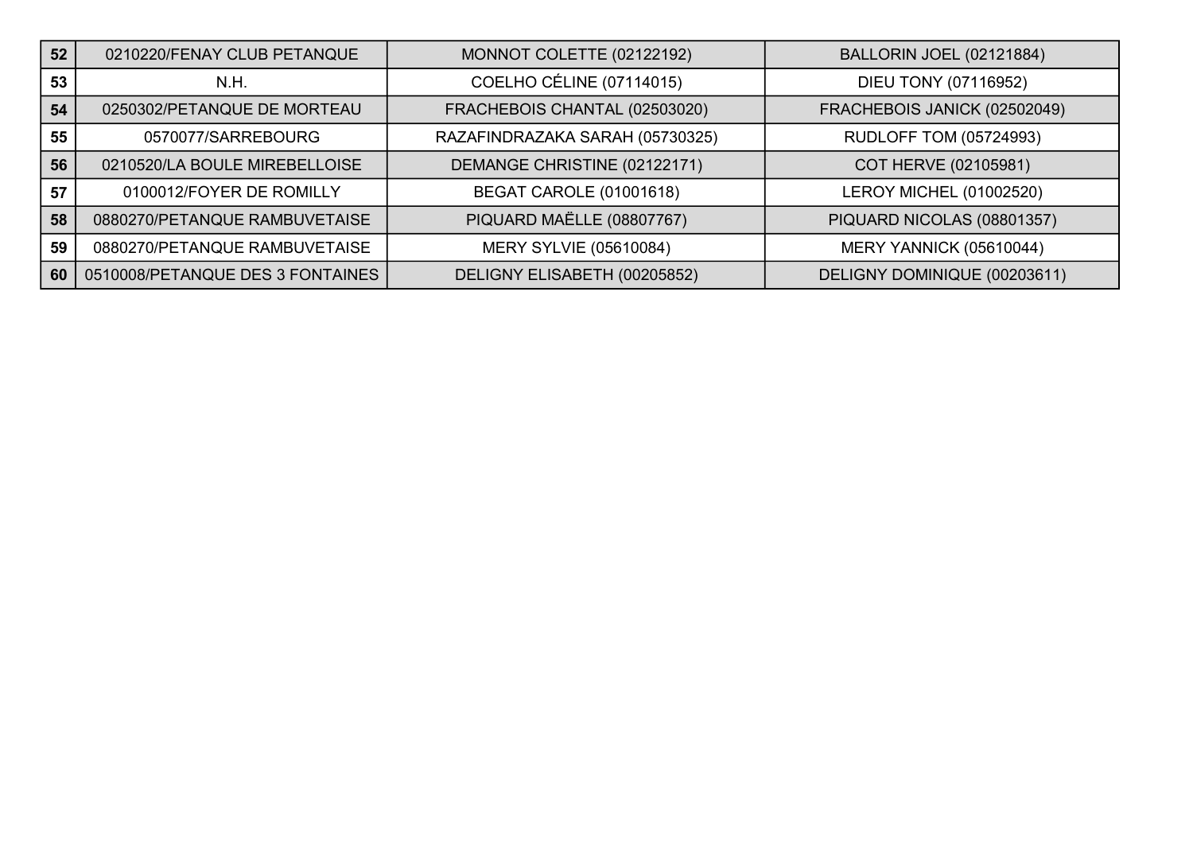| | | | |
|---|---|---|---|
| 52 | 0210220/FENAY CLUB PETANQUE | MONNOT COLETTE (02122192) | BALLORIN JOEL (02121884) |
| 53 | N.H. | COELHO CÉLINE (07114015) | DIEU TONY (07116952) |
| 54 | 0250302/PETANQUE DE MORTEAU | FRACHEBOIS CHANTAL (02503020) | FRACHEBOIS JANICK (02502049) |
| 55 | 0570077/SARREBOURG | RAZAFINDRAZAKA SARAH (05730325) | RUDLOFF TOM (05724993) |
| 56 | 0210520/LA BOULE MIREBELLOISE | DEMANGE CHRISTINE (02122171) | COT HERVE (02105981) |
| 57 | 0100012/FOYER DE ROMILLY | BEGAT CAROLE (01001618) | LEROY MICHEL (01002520) |
| 58 | 0880270/PETANQUE RAMBUVETAISE | PIQUARD MAËLLE (08807767) | PIQUARD NICOLAS (08801357) |
| 59 | 0880270/PETANQUE RAMBUVETAISE | MERY SYLVIE (05610084) | MERY YANNICK (05610044) |
| 60 | 0510008/PETANQUE DES 3 FONTAINES | DELIGNY ELISABETH (00205852) | DELIGNY DOMINIQUE (00203611) |